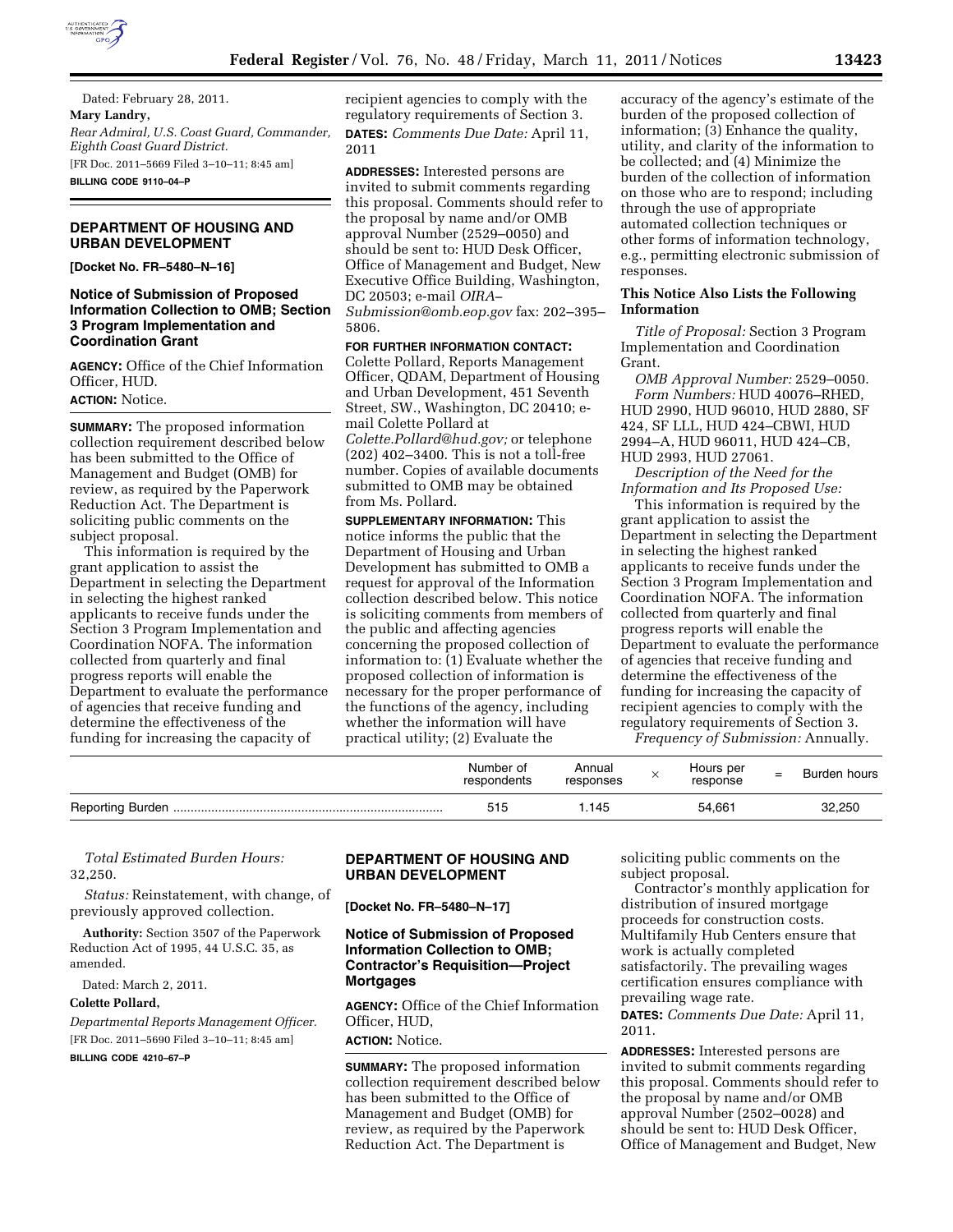Dated: February 28, 2011.

**Mary Landry,**

*Rear Admiral, U.S. Coast Guard, Commander, Eighth Coast Guard District.*

[FR Doc. 2011–5669 Filed 3–10–11; 8:45 am]

**BILLING CODE 9110–04–P**

## DEPARTMENT OF HOUSING AND URBAN DEVELOPMENT

**[Docket No. FR–5480–N–16]**

### Notice of Submission of Proposed Information Collection to OMB; Section 3 Program Implementation and Coordination Grant

**AGENCY:** Office of the Chief Information Officer, HUD.

**ACTION:** Notice.

**SUMMARY:** The proposed information collection requirement described below has been submitted to the Office of Management and Budget (OMB) for review, as required by the Paperwork Reduction Act. The Department is soliciting public comments on the subject proposal.

This information is required by the grant application to assist the Department in selecting the highest ranked applicants to receive funds under the Section 3 Program Implementation and Coordination NOFA. The information collected from quarterly and final progress reports will enable the Department to evaluate the performance of agencies that receive funding and determine the effectiveness of the funding for increasing the capacity of recipient agencies to comply with the regulatory requirements of Section 3.

**DATES:** *Comments Due Date:* April 11, 2011

**ADDRESSES:** Interested persons are invited to submit comments regarding this proposal. Comments should refer to the proposal by name and/or OMB approval Number (2529–0050) and should be sent to: HUD Desk Officer, Office of Management and Budget, New Executive Office Building, Washington, DC 20503; e-mail *OIRA–Submission@omb.eop.gov* fax: 202–395–5806.

**FOR FURTHER INFORMATION CONTACT:** Colette Pollard, Reports Management Officer, QDAM, Department of Housing and Urban Development, 451 Seventh Street, SW., Washington, DC 20410; e-mail Colette Pollard at *Colette.Pollard@hud.gov;* or telephone (202) 402–3400. This is not a toll-free number. Copies of available documents submitted to OMB may be obtained from Ms. Pollard.

**SUPPLEMENTARY INFORMATION:** This notice informs the public that the Department of Housing and Urban Development has submitted to OMB a request for approval of the Information collection described below. This notice is soliciting comments from members of the public and affecting agencies concerning the proposed collection of information to: (1) Evaluate whether the proposed collection of information is necessary for the proper performance of the functions of the agency, including whether the information will have practical utility; (2) Evaluate the accuracy of the agency's estimate of the burden of the proposed collection of information; (3) Enhance the quality, utility, and clarity of the information to be collected; and (4) Minimize the burden of the collection of information on those who are to respond; including through the use of appropriate automated collection techniques or other forms of information technology, e.g., permitting electronic submission of responses.

**This Notice Also Lists the Following Information**

*Title of Proposal:* Section 3 Program Implementation and Coordination Grant.

*OMB Approval Number:* 2529–0050.

*Form Numbers:* HUD 40076–RHED, HUD 2990, HUD 96010, HUD 2880, SF 424, SF LLL, HUD 424–CBWI, HUD 2994–A, HUD 96011, HUD 424–CB, HUD 2993, HUD 27061.

*Description of the Need for the Information and Its Proposed Use:*

This information is required by the grant application to assist the Department in selecting the highest ranked applicants to receive funds under the Section 3 Program Implementation and Coordination NOFA. The information collected from quarterly and final progress reports will enable the Department to evaluate the performance of agencies that receive funding and determine the effectiveness of the funding for increasing the capacity of recipient agencies to comply with the regulatory requirements of Section 3.

*Frequency of Submission:* Annually.

| | Number of respondents | Annual responses | × | Hours per response | = | Burden hours |
|---|---|---|---|---|---|---|
| Reporting Burden | 515 | 1.145 | | 54.661 | | 32,250 |

*Total Estimated Burden Hours:* 32,250.

*Status:* Reinstatement, with change, of previously approved collection.

**Authority:** Section 3507 of the Paperwork Reduction Act of 1995, 44 U.S.C. 35, as amended.

Dated: March 2, 2011.

**Colette Pollard,**

*Departmental Reports Management Officer.*

[FR Doc. 2011–5690 Filed 3–10–11; 8:45 am]

**BILLING CODE 4210–67–P**

## DEPARTMENT OF HOUSING AND URBAN DEVELOPMENT

**[Docket No. FR–5480–N–17]**

### Notice of Submission of Proposed Information Collection to OMB; Contractor's Requisition—Project Mortgages

**AGENCY:** Office of the Chief Information Officer, HUD,

**ACTION:** Notice.

**SUMMARY:** The proposed information collection requirement described below has been submitted to the Office of Management and Budget (OMB) for review, as required by the Paperwork Reduction Act. The Department is soliciting public comments on the subject proposal.

Contractor's monthly application for distribution of insured mortgage proceeds for construction costs. Multifamily Hub Centers ensure that work is actually completed satisfactorily. The prevailing wages certification ensures compliance with prevailing wage rate.

**DATES:** *Comments Due Date:* April 11, 2011.

**ADDRESSES:** Interested persons are invited to submit comments regarding this proposal. Comments should refer to the proposal by name and/or OMB approval Number (2502–0028) and should be sent to: HUD Desk Officer, Office of Management and Budget, New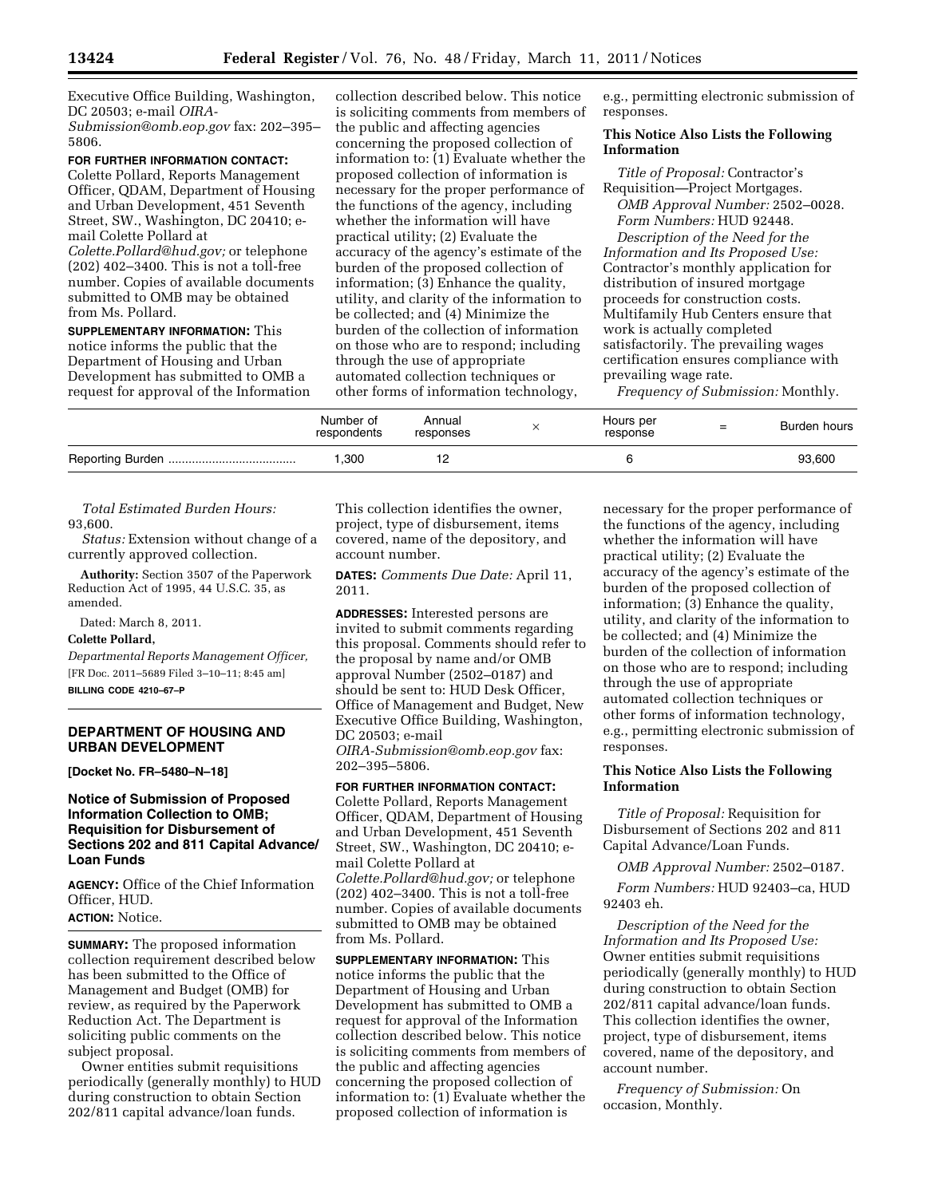Executive Office Building, Washington, DC 20503; e-mail *OIRA-Submission@omb.eop.gov* fax: 202–395–5806.

**FOR FURTHER INFORMATION CONTACT:** Colette Pollard, Reports Management Officer, QDAM, Department of Housing and Urban Development, 451 Seventh Street, SW., Washington, DC 20410; e-mail Colette Pollard at *Colette.Pollard@hud.gov;* or telephone (202) 402–3400. This is not a toll-free number. Copies of available documents submitted to OMB may be obtained from Ms. Pollard.

**SUPPLEMENTARY INFORMATION:** This notice informs the public that the Department of Housing and Urban Development has submitted to OMB a request for approval of the Information collection described below. This notice is soliciting comments from members of the public and affecting agencies concerning the proposed collection of information to: (1) Evaluate whether the proposed collection of information is necessary for the proper performance of the functions of the agency, including whether the information will have practical utility; (2) Evaluate the accuracy of the agency's estimate of the burden of the proposed collection of information; (3) Enhance the quality, utility, and clarity of the information to be collected; and (4) Minimize the burden of the collection of information on those who are to respond; including through the use of appropriate automated collection techniques or other forms of information technology, e.g., permitting electronic submission of responses.

**This Notice Also Lists the Following Information**

*Title of Proposal:* Contractor's Requisition—Project Mortgages.

*OMB Approval Number:* 2502–0028.

*Form Numbers:* HUD 92448.

*Description of the Need for the Information and Its Proposed Use:* Contractor's monthly application for distribution of insured mortgage proceeds for construction costs. Multifamily Hub Centers ensure that work is actually completed satisfactorily. The prevailing wages certification ensures compliance with prevailing wage rate.

*Frequency of Submission:* Monthly.

| | Number of respondents | Annual responses | × | Hours per response | = | Burden hours |
|---|---|---|---|---|---|---|
| Reporting Burden | 1,300 | 12 | | 6 | | 93,600 |

*Total Estimated Burden Hours:* 93,600.

*Status:* Extension without change of a currently approved collection.

**Authority:** Section 3507 of the Paperwork Reduction Act of 1995, 44 U.S.C. 35, as amended.

Dated: March 8, 2011.

**Colette Pollard,**

*Departmental Reports Management Officer.*

[FR Doc. 2011–5689 Filed 3–10–11; 8:45 am]

**BILLING CODE 4210–67–P**

## DEPARTMENT OF HOUSING AND URBAN DEVELOPMENT

**[Docket No. FR–5480–N–18]**

### Notice of Submission of Proposed Information Collection to OMB; Requisition for Disbursement of Sections 202 and 811 Capital Advance/Loan Funds

**AGENCY:** Office of the Chief Information Officer, HUD.

**ACTION:** Notice.

**SUMMARY:** The proposed information collection requirement described below has been submitted to the Office of Management and Budget (OMB) for review, as required by the Paperwork Reduction Act. The Department is soliciting public comments on the subject proposal.

Owner entities submit requisitions periodically (generally monthly) to HUD during construction to obtain Section 202/811 capital advance/loan funds. This collection identifies the owner, project, type of disbursement, items covered, name of the depository, and account number.

**DATES:** *Comments Due Date:* April 11, 2011.

**ADDRESSES:** Interested persons are invited to submit comments regarding this proposal. Comments should refer to the proposal by name and/or OMB approval Number (2502–0187) and should be sent to: HUD Desk Officer, Office of Management and Budget, New Executive Office Building, Washington, DC 20503; e-mail *OIRA-Submission@omb.eop.gov* fax: 202–395–5806.

**FOR FURTHER INFORMATION CONTACT:** Colette Pollard, Reports Management Officer, QDAM, Department of Housing and Urban Development, 451 Seventh Street, SW., Washington, DC 20410; e-mail Colette Pollard at *Colette.Pollard@hud.gov;* or telephone (202) 402–3400. This is not a toll-free number. Copies of available documents submitted to OMB may be obtained from Ms. Pollard.

**SUPPLEMENTARY INFORMATION:** This notice informs the public that the Department of Housing and Urban Development has submitted to OMB a request for approval of the Information collection described below. This notice is soliciting comments from members of the public and affecting agencies concerning the proposed collection of information to: (1) Evaluate whether the proposed collection of information is necessary for the proper performance of the functions of the agency, including whether the information will have practical utility; (2) Evaluate the accuracy of the agency's estimate of the burden of the proposed collection of information; (3) Enhance the quality, utility, and clarity of the information to be collected; and (4) Minimize the burden of the collection of information on those who are to respond; including through the use of appropriate automated collection techniques or other forms of information technology, e.g., permitting electronic submission of responses.

**This Notice Also Lists the Following Information**

*Title of Proposal:* Requisition for Disbursement of Sections 202 and 811 Capital Advance/Loan Funds.

*OMB Approval Number:* 2502–0187.

*Form Numbers:* HUD 92403–ca, HUD 92403 eh.

*Description of the Need for the Information and Its Proposed Use:* Owner entities submit requisitions periodically (generally monthly) to HUD during construction to obtain Section 202/811 capital advance/loan funds. This collection identifies the owner, project, type of disbursement, items covered, name of the depository, and account number.

*Frequency of Submission:* On occasion, Monthly.